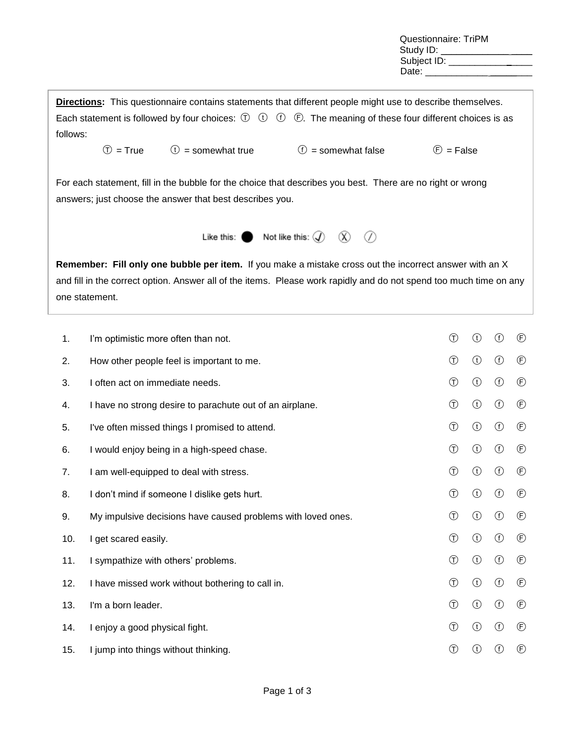Questionnaire: TriPM
Study ID: ________________
Subject ID: ________________
Date: ________________

**Directions:** This questionnaire contains statements that different people might use to describe themselves. Each statement is followed by four choices: Ⓣ ⓣ ⓕ Ⓕ. The meaning of these four different choices is as follows:

Ⓣ = True ⓣ = somewhat true ⓕ = somewhat false Ⓕ = False

For each statement, fill in the bubble for the choice that describes you best. There are no right or wrong answers; just choose the answer that best describes you.

Like this: ● Not like this: ✓ Ⓧ ⊘

**Remember: Fill only one bubble per item.** If you make a mistake cross out the incorrect answer with an X and fill in the correct option. Answer all of the items. Please work rapidly and do not spend too much time on any one statement.

| # | Statement | | | | |
|---|---|---|---|---|---|
| 1. | I'm optimistic more often than not. | Ⓣ | ⓣ | ⓕ | Ⓕ |
| 2. | How other people feel is important to me. | Ⓣ | ⓣ | ⓕ | Ⓕ |
| 3. | I often act on immediate needs. | Ⓣ | ⓣ | ⓕ | Ⓕ |
| 4. | I have no strong desire to parachute out of an airplane. | Ⓣ | ⓣ | ⓕ | Ⓕ |
| 5. | I've often missed things I promised to attend. | Ⓣ | ⓣ | ⓕ | Ⓕ |
| 6. | I would enjoy being in a high-speed chase. | Ⓣ | ⓣ | ⓕ | Ⓕ |
| 7. | I am well-equipped to deal with stress. | Ⓣ | ⓣ | ⓕ | Ⓕ |
| 8. | I don't mind if someone I dislike gets hurt. | Ⓣ | ⓣ | ⓕ | Ⓕ |
| 9. | My impulsive decisions have caused problems with loved ones. | Ⓣ | ⓣ | ⓕ | Ⓕ |
| 10. | I get scared easily. | Ⓣ | ⓣ | ⓕ | Ⓕ |
| 11. | I sympathize with others' problems. | Ⓣ | ⓣ | ⓕ | Ⓕ |
| 12. | I have missed work without bothering to call in. | Ⓣ | ⓣ | ⓕ | Ⓕ |
| 13. | I'm a born leader. | Ⓣ | ⓣ | ⓕ | Ⓕ |
| 14. | I enjoy a good physical fight. | Ⓣ | ⓣ | ⓕ | Ⓕ |
| 15. | I jump into things without thinking. | Ⓣ | ⓣ | ⓕ | Ⓕ |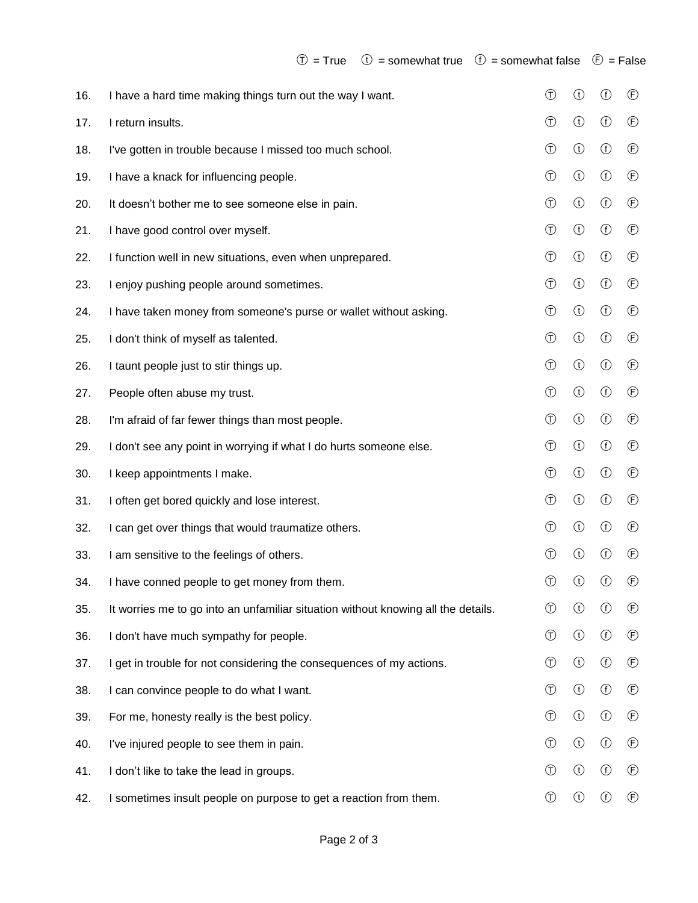Ⓣ = True ⓣ = somewhat true ⓕ = somewhat false Ⓕ = False

| # | Item | | | | |
|---|---|---|---|---|---|
| 16. | I have a hard time making things turn out the way I want. | Ⓣ | ⓣ | ⓕ | Ⓕ |
| 17. | I return insults. | Ⓣ | ⓣ | ⓕ | Ⓕ |
| 18. | I've gotten in trouble because I missed too much school. | Ⓣ | ⓣ | ⓕ | Ⓕ |
| 19. | I have a knack for influencing people. | Ⓣ | ⓣ | ⓕ | Ⓕ |
| 20. | It doesn't bother me to see someone else in pain. | Ⓣ | ⓣ | ⓕ | Ⓕ |
| 21. | I have good control over myself. | Ⓣ | ⓣ | ⓕ | Ⓕ |
| 22. | I function well in new situations, even when unprepared. | Ⓣ | ⓣ | ⓕ | Ⓕ |
| 23. | I enjoy pushing people around sometimes. | Ⓣ | ⓣ | ⓕ | Ⓕ |
| 24. | I have taken money from someone's purse or wallet without asking. | Ⓣ | ⓣ | ⓕ | Ⓕ |
| 25. | I don't think of myself as talented. | Ⓣ | ⓣ | ⓕ | Ⓕ |
| 26. | I taunt people just to stir things up. | Ⓣ | ⓣ | ⓕ | Ⓕ |
| 27. | People often abuse my trust. | Ⓣ | ⓣ | ⓕ | Ⓕ |
| 28. | I'm afraid of far fewer things than most people. | Ⓣ | ⓣ | ⓕ | Ⓕ |
| 29. | I don't see any point in worrying if what I do hurts someone else. | Ⓣ | ⓣ | ⓕ | Ⓕ |
| 30. | I keep appointments I make. | Ⓣ | ⓣ | ⓕ | Ⓕ |
| 31. | I often get bored quickly and lose interest. | Ⓣ | ⓣ | ⓕ | Ⓕ |
| 32. | I can get over things that would traumatize others. | Ⓣ | ⓣ | ⓕ | Ⓕ |
| 33. | I am sensitive to the feelings of others. | Ⓣ | ⓣ | ⓕ | Ⓕ |
| 34. | I have conned people to get money from them. | Ⓣ | ⓣ | ⓕ | Ⓕ |
| 35. | It worries me to go into an unfamiliar situation without knowing all the details. | Ⓣ | ⓣ | ⓕ | Ⓕ |
| 36. | I don't have much sympathy for people. | Ⓣ | ⓣ | ⓕ | Ⓕ |
| 37. | I get in trouble for not considering the consequences of my actions. | Ⓣ | ⓣ | ⓕ | Ⓕ |
| 38. | I can convince people to do what I want. | Ⓣ | ⓣ | ⓕ | Ⓕ |
| 39. | For me, honesty really is the best policy. | Ⓣ | ⓣ | ⓕ | Ⓕ |
| 40. | I've injured people to see them in pain. | Ⓣ | ⓣ | ⓕ | Ⓕ |
| 41. | I don't like to take the lead in groups. | Ⓣ | ⓣ | ⓕ | Ⓕ |
| 42. | I sometimes insult people on purpose to get a reaction from them. | Ⓣ | ⓣ | ⓕ | Ⓕ |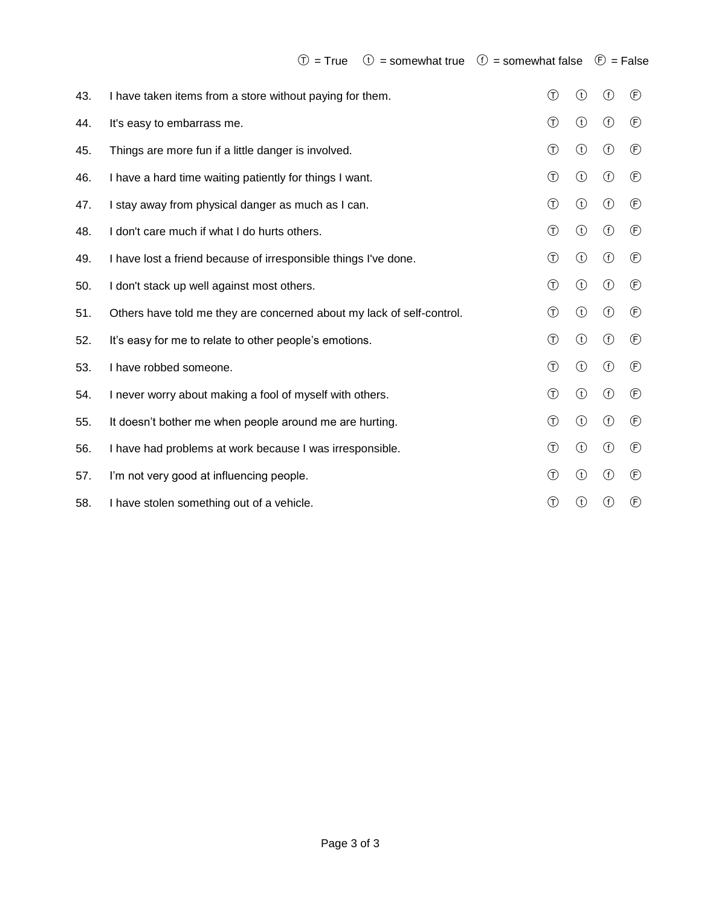Ⓣ = True ⓣ = somewhat true ⓕ = somewhat false Ⓕ = False

| | | | | | |
|---|---|---|---|---|---|
| 43. | I have taken items from a store without paying for them. | Ⓣ | ⓣ | ⓕ | Ⓕ |
| 44. | It's easy to embarrass me. | Ⓣ | ⓣ | ⓕ | Ⓕ |
| 45. | Things are more fun if a little danger is involved. | Ⓣ | ⓣ | ⓕ | Ⓕ |
| 46. | I have a hard time waiting patiently for things I want. | Ⓣ | ⓣ | ⓕ | Ⓕ |
| 47. | I stay away from physical danger as much as I can. | Ⓣ | ⓣ | ⓕ | Ⓕ |
| 48. | I don't care much if what I do hurts others. | Ⓣ | ⓣ | ⓕ | Ⓕ |
| 49. | I have lost a friend because of irresponsible things I've done. | Ⓣ | ⓣ | ⓕ | Ⓕ |
| 50. | I don't stack up well against most others. | Ⓣ | ⓣ | ⓕ | Ⓕ |
| 51. | Others have told me they are concerned about my lack of self-control. | Ⓣ | ⓣ | ⓕ | Ⓕ |
| 52. | It's easy for me to relate to other people's emotions. | Ⓣ | ⓣ | ⓕ | Ⓕ |
| 53. | I have robbed someone. | Ⓣ | ⓣ | ⓕ | Ⓕ |
| 54. | I never worry about making a fool of myself with others. | Ⓣ | ⓣ | ⓕ | Ⓕ |
| 55. | It doesn't bother me when people around me are hurting. | Ⓣ | ⓣ | ⓕ | Ⓕ |
| 56. | I have had problems at work because I was irresponsible. | Ⓣ | ⓣ | ⓕ | Ⓕ |
| 57. | I'm not very good at influencing people. | Ⓣ | ⓣ | ⓕ | Ⓕ |
| 58. | I have stolen something out of a vehicle. | Ⓣ | ⓣ | ⓕ | Ⓕ |